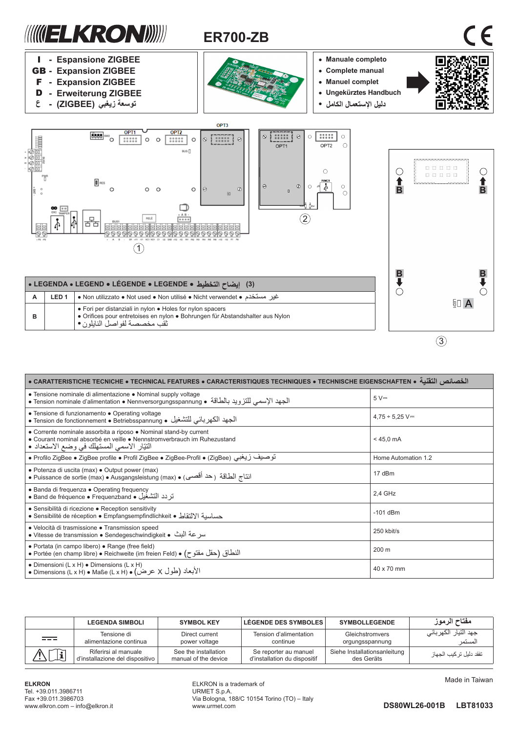# ELKRON

## ER700-ZB

- **I - Espansione ZIGBEE**
- **GB - Expansion ZIGBEE**
- **F - Expansion ZIGBEE**
- **D - Erweiterung ZIGBEE**
- **ع - توسعة زيغبي (ZIGBEE)**

- **Manuale completo**
- **Complete manual**
- **Manuel complet**
- **Ungekürztes Handbuch**
- **دليل الإستعمال الكامل**

| • LEGENDA • LEGEND • LÉGENDE • LEGENDE • إيضاح التخطيط (3) | | |
|---|---|---|
| A | LED 1 | • Non utilizzato • Not used • Non utilisé • Nicht verwendet • غير مستخدم |
| B | | • Fori per distanziali in nylon • Holes for nylon spacers • Orifices pour entretoises en nylon • Bohrungen für Abstandshalter aus Nylon • ثقب مخصصة لفواصل النايلون |

| • CARATTERISTICHE TECNICHE • TECHNICAL FEATURES • CARACTERISTIQUES TECHNIQUES • TECHNISCHE EIGENSCHAFTEN • الخصائص التقنية | |
|---|---|
| • Tensione nominale di alimentazione • Nominal supply voltage • Tension nominale d'alimentation • Nennversorgungsspannung • الجهد الإسمي للتزويد بالطاقة | 5 V⎓ |
| • Tensione di funzionamento • Operating voltage • Tension de fonctionnement • Betriebsspannung • الجهد الكهربائي للتشغيل | 4,75 ÷ 5,25 V⎓ |
| • Corrente nominale assorbita a riposo • Nominal stand-by current • Courant nominal absorbé en veille • Nennstromverbrauch im Ruhezustand • التيار الاسمي المستهلك في وضع الاستعداد | < 45,0 mA |
| • Profilo ZigBee • ZigBee profile • Profil ZigBee • ZigBee-Profil • (ZigBee) توصيف زيغبي | Home Automation 1.2 |
| • Potenza di uscita (max) • Output power (max) • Puissance de sortie (max) • Ausgangsleistung (max) • (حد أقصى) انتاج الطاقة | 17 dBm |
| • Banda di frequenza • Operating frequency • Band de fréquence • Frequenzband • تردد التشغيل | 2,4 GHz |
| • Sensibilità di ricezione • Reception sensitivity • Sensibilité de réception • Empfangsempfindlichkeit • حساسية الالتقاط | -101 dBm |
| • Velocità di trasmissione • Transmission speed • Vitesse de transmission • Sendegeschwindigkeit • سرعة البث | 250 kbit/s |
| • Portata (in campo libero) • Range (free field) • Portée (en champ libre) • Reichweite (im freien Feld) • النطاق (حقل مفتوح) | 200 m |
| • Dimensioni (L x H) • Dimensions (L x H) • Dimensions (L x H) • Maße (L x H) • الأبعاد (طول X عرض) | 40 x 70 mm |

| | LEGENDA SIMBOLI | SYMBOL KEY | LÉGENDE DES SYMBOLES | SYMBOLLEGENDE | مفتاح الرموز |
|---|---|---|---|---|---|
| ⎓ | Tensione di alimentazione continua | Direct current power voltage | Tension d'alimentation continue | Gleichstromversorgungsspannung | جهد التيار الكهربائي المستمر |
| ⚠ 🛈 | Riferirsi al manuale d'installazione del dispositivo | See the installation manual of the device | Se reporter au manuel d'installation du dispositif | Siehe Installationsanleitung des Geräts | تفقد دليل تركيب الجهاز |

**ELKRON**
Tel. +39.011.3986711
Fax +39.011.3986703
www.elkron.com – info@elkron.it

ELKRON is a trademark of
URMET S.p.A.
Via Bologna, 188/C 10154 Torino (TO) – Italy
www.urmet.com

Made in Taiwan

**DS80WL26-001B LBT81033**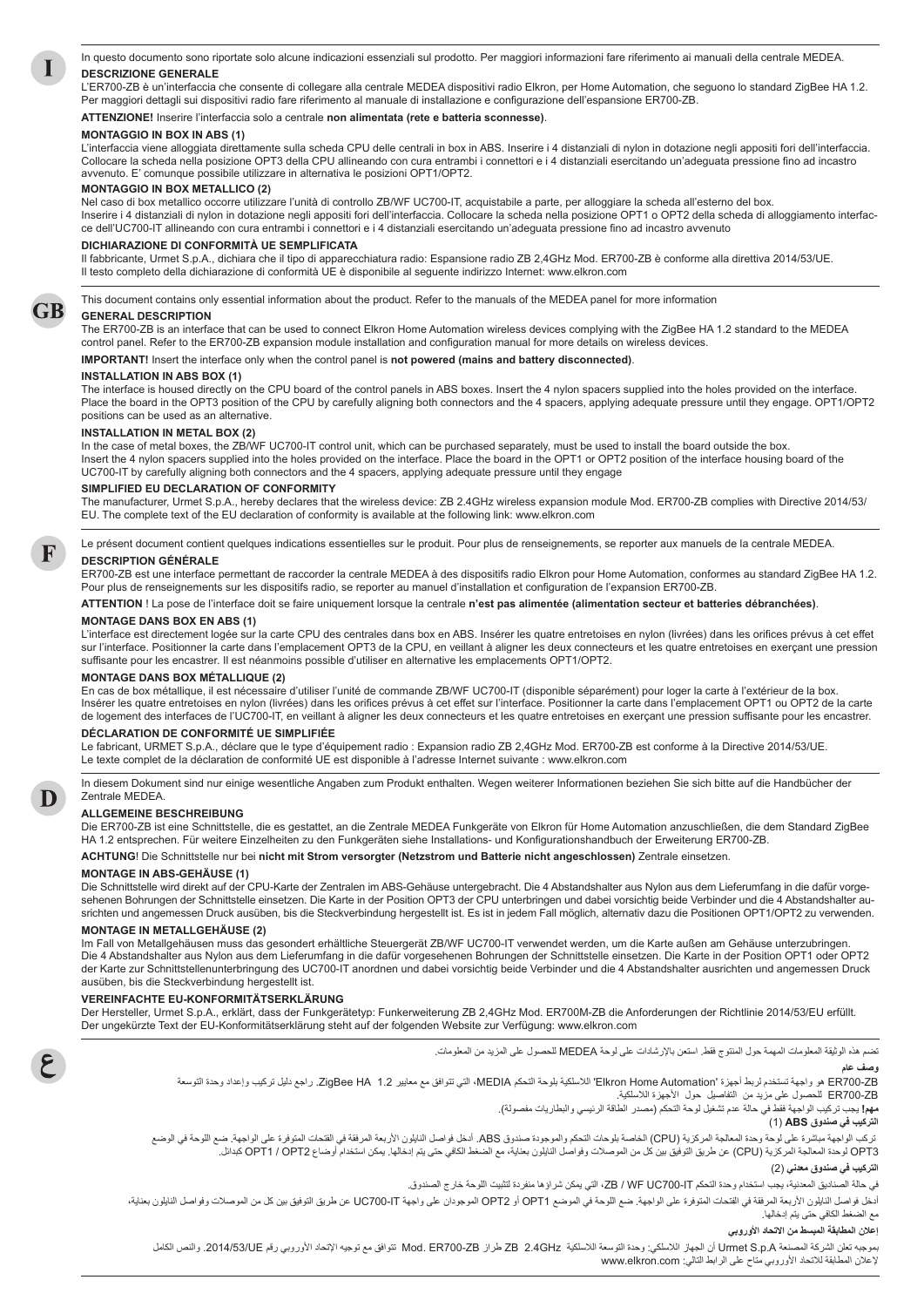**I**

In questo documento sono riportate solo alcune indicazioni essenziali sul prodotto. Per maggiori informazioni fare riferimento ai manuali della centrale MEDEA.

### DESCRIZIONE GENERALE

L'ER700-ZB è un'interfaccia che consente di collegare alla centrale MEDEA dispositivi radio Elkron, per Home Automation, che seguono lo standard ZigBee HA 1.2. Per maggiori dettagli sui dispositivi radio fare riferimento al manuale di installazione e configurazione dell'espansione ER700-ZB.

**ATTENZIONE!** Inserire l'interfaccia solo a centrale **non alimentata (rete e batteria sconnesse)**.

### MONTAGGIO IN BOX IN ABS (1)

L'interfaccia viene alloggiata direttamente sulla scheda CPU delle centrali in box in ABS. Inserire i 4 distanziali di nylon in dotazione negli appositi fori dell'interfaccia. Collocare la scheda nella posizione OPT3 della CPU allineando con cura entrambi i connettori e i 4 distanziali esercitando un'adeguata pressione fino ad incastro avvenuto. E' comunque possibile utilizzare in alternativa le posizioni OPT1/OPT2.

### MONTAGGIO IN BOX METALLICO (2)

Nel caso di box metallico occorre utilizzare l'unità di controllo ZB/WF UC700-IT, acquistabile a parte, per alloggiare la scheda all'esterno del box.
Inserire i 4 distanziali di nylon in dotazione negli appositi fori dell'interfaccia. Collocare la scheda nella posizione OPT1 o OPT2 della scheda di alloggiamento interfacce dell'UC700-IT allineando con cura entrambi i connettori e i 4 distanziali esercitando un'adeguata pressione fino ad incastro avvenuto

### DICHIARAZIONE DI CONFORMITÀ UE SEMPLIFICATA

Il fabbricante, Urmet S.p.A., dichiara che il tipo di apparecchiatura radio: Espansione radio ZB 2,4GHz Mod. ER700-ZB è conforme alla direttiva 2014/53/UE.
Il testo completo della dichiarazione di conformità UE è disponibile al seguente indirizzo Internet: www.elkron.com

**GB**

This document contains only essential information about the product. Refer to the manuals of the MEDEA panel for more information

### GENERAL DESCRIPTION

The ER700-ZB is an interface that can be used to connect Elkron Home Automation wireless devices complying with the ZigBee HA 1.2 standard to the MEDEA control panel. Refer to the ER700-ZB expansion module installation and configuration manual for more details on wireless devices.

**IMPORTANT!** Insert the interface only when the control panel is **not powered (mains and battery disconnected)**.

### INSTALLATION IN ABS BOX (1)

The interface is housed directly on the CPU board of the control panels in ABS boxes. Insert the 4 nylon spacers supplied into the holes provided on the interface. Place the board in the OPT3 position of the CPU by carefully aligning both connectors and the 4 spacers, applying adequate pressure until they engage. OPT1/OPT2 positions can be used as an alternative.

### INSTALLATION IN METAL BOX (2)

In the case of metal boxes, the ZB/WF UC700-IT control unit, which can be purchased separately, must be used to install the board outside the box.
Insert the 4 nylon spacers supplied into the holes provided on the interface. Place the board in the OPT1 or OPT2 position of the interface housing board of the UC700-IT by carefully aligning both connectors and the 4 spacers, applying adequate pressure until they engage

### SIMPLIFIED EU DECLARATION OF CONFORMITY

The manufacturer, Urmet S.p.A., hereby declares that the wireless device: ZB 2.4GHz wireless expansion module Mod. ER700-ZB complies with Directive 2014/53/EU. The complete text of the EU declaration of conformity is available at the following link: www.elkron.com

**F**

Le présent document contient quelques indications essentielles sur le produit. Pour plus de renseignements, se reporter aux manuels de la centrale MEDEA.

### DESCRIPTION GÉNÉRALE

ER700-ZB est une interface permettant de raccorder la centrale MEDEA à des dispositifs radio Elkron pour Home Automation, conformes au standard ZigBee HA 1.2. Pour plus de renseignements sur les dispositifs radio, se reporter au manuel d'installation et configuration de l'expansion ER700-ZB.

**ATTENTION** ! La pose de l'interface doit se faire uniquement lorsque la centrale **n'est pas alimentée (alimentation secteur et batteries débranchées)**.

### MONTAGE DANS BOX EN ABS (1)

L'interface est directement logée sur la carte CPU des centrales dans box en ABS. Insérer les quatre entretoises en nylon (livrées) dans les orifices prévus à cet effet sur l'interface. Positionner la carte dans l'emplacement OPT3 de la CPU, en veillant à aligner les deux connecteurs et les quatre entretoises en exerçant une pression suffisante pour les encastrer. Il est néanmoins possible d'utiliser en alternative les emplacements OPT1/OPT2.

### MONTAGE DANS BOX MÉTALLIQUE (2)

En cas de box métallique, il est nécessaire d'utiliser l'unité de commande ZB/WF UC700-IT (disponible séparément) pour loger la carte à l'extérieur de la box.
Insérer les quatre entretoises en nylon (livrées) dans les orifices prévus à cet effet sur l'interface. Positionner la carte dans l'emplacement OPT1 ou OPT2 de la carte de logement des interfaces de l'UC700-IT, en veillant à aligner les deux connecteurs et les quatre entretoises en exerçant une pression suffisante pour les encastrer.

### DÉCLARATION DE CONFORMITÉ UE SIMPLIFIÉE

Le fabricant, URMET S.p.A., déclare que le type d'équipement radio : Expansion radio ZB 2,4GHz Mod. ER700-ZB est conforme à la Directive 2014/53/UE.
Le texte complet de la déclaration de conformité UE est disponible à l'adresse Internet suivante : www.elkron.com

**D**

In diesem Dokument sind nur einige wesentliche Angaben zum Produkt enthalten. Wegen weiterer Informationen beziehen Sie sich bitte auf die Handbücher der Zentrale MEDEA.

### ALLGEMEINE BESCHREIBUNG

Die ER700-ZB ist eine Schnittstelle, die es gestattet, an die Zentrale MEDEA Funkgeräte von Elkron für Home Automation anzuschließen, die dem Standard ZigBee HA 1.2 entsprechen. Für weitere Einzelheiten zu den Funkgeräten siehe Installations- und Konfigurationshandbuch der Erweiterung ER700-ZB.

**ACHTUNG**! Die Schnittstelle nur bei **nicht mit Strom versorgter (Netzstrom und Batterie nicht angeschlossen)** Zentrale einsetzen.

### MONTAGE IN ABS-GEHÄUSE (1)

Die Schnittstelle wird direkt auf der CPU-Karte der Zentralen im ABS-Gehäuse untergebracht. Die 4 Abstandshalter aus Nylon aus dem Lieferumfang in die dafür vorgesehenen Bohrungen der Schnittstelle einsetzen. Die Karte in der Position OPT3 der CPU unterbringen und dabei vorsichtig beide Verbinder und die 4 Abstandshalter ausrichten und angemessen Druck ausüben, bis die Steckverbindung hergestellt ist. Es ist in jedem Fall möglich, alternativ dazu die Positionen OPT1/OPT2 zu verwenden.

### MONTAGE IN METALLGEHÄUSE (2)

Im Fall von Metallgehäusen muss das gesondert erhältliche Steuergerät ZB/WF UC700-IT verwendet werden, um die Karte außen am Gehäuse unterzubringen.
Die 4 Abstandshalter aus Nylon aus dem Lieferumfang in die dafür vorgesehenen Bohrungen der Schnittstelle einsetzen. Die Karte in der Position OPT1 oder OPT2 der Karte zur Schnittstellenunterbringung des UC700-IT anordnen und dabei vorsichtig beide Verbinder und die 4 Abstandshalter ausrichten und angemessen Druck ausüben, bis die Steckverbindung hergestellt ist.

### VEREINFACHTE EU-KONFORMITÄTSERKLÄRUNG

Der Hersteller, Urmet S.p.A., erklärt, dass der Funkgerätetyp: Funkerweiterung ZB 2,4GHz Mod. ER700M-ZB die Anforderungen der Richtlinie 2014/53/EU erfüllt.
Der ungekürzte Text der EU-Konformitätserklärung steht auf der folgenden Website zur Verfügung: www.elkron.com

**ع**

تضم هذه الوثيقة المعلومات المهمة حول المنتوج فقط. استعن بالإرشادات على لوحة MEDEA للحصول على المزيد من المعلومات.

### وصف عام

ER700-ZB هو واجهة تستخدم لربط أجهزة 'Elkron Home Automation' اللاسلكية بلوحة التحكم MEDIA، التي تتوافق مع معايير ZigBee HA 1.2. راجع دليل تركيب وإعداد وحدة التوسعة ER700-ZB للحصول على مزيد من التفاصيل حول الأجهزة اللاسلكية.

**مهم!** يجب تركيب الواجهة فقط في حالة عدم تشغيل لوحة التحكم (مصدر الطاقة الرئيسي والبطاريات مفصولة).

### التركيب في صندوق ABS (1)

تركب الواجهة مباشرة على لوحة وحدة المعالجة المركزية (CPU) الخاصة بلوحات التحكم والموجودة صندوق ABS. أدخل فواصل النايلون الأربعة المرفقة في الفتحات المتوفرة على الواجهة. ضع اللوحة في الوضع OPT3 لوحدة المعالجة المركزية (CPU) عن طريق التوفيق بين كل من الموصلات وفواصل النايلون بعناية، مع الضغط الكافي حتى يتم إدخالها. يمكن استخدام أوضاع OPT1 / OPT2 كبدائل.

### التركيب في صندوق معدني (2)

في حالة الصناديق المعدنية، يجب استخدام وحدة التحكم ZB / WF UC700-IT، التي يمكن شراؤها منفردة لتثبيت اللوحة خارج الصندوق.

ادخل فواصل النايلون الأربعة المرفقة في الفتحات المتوفرة على الواجهة. ضع اللوحة في الموضع OPT1 أو OPT2 الموجودان على واجهة UC700-IT عن طريق التوفيق بين كل من الموصلات وفواصل النايلون بعناية، مع الضغط الكافي حتى يتم إدخالها.

### إعلان المطابقة المبسط من الاتحاد الأوروبي

بموجبه تعلن الشركة المصنعة Urmet S.p.A أن الجهاز اللاسلكي: وحدة التوسعة اللاسلكية ZB 2.4GHz طراز Mod. ER700-ZB تتوافق مع توجيه الإتحاد الأوروبي رقم 2014/53/UE. والنص الكامل لإعلان المطابقة للاتحاد الأوروبي متاح على الرابط التالي: www.elkron.com